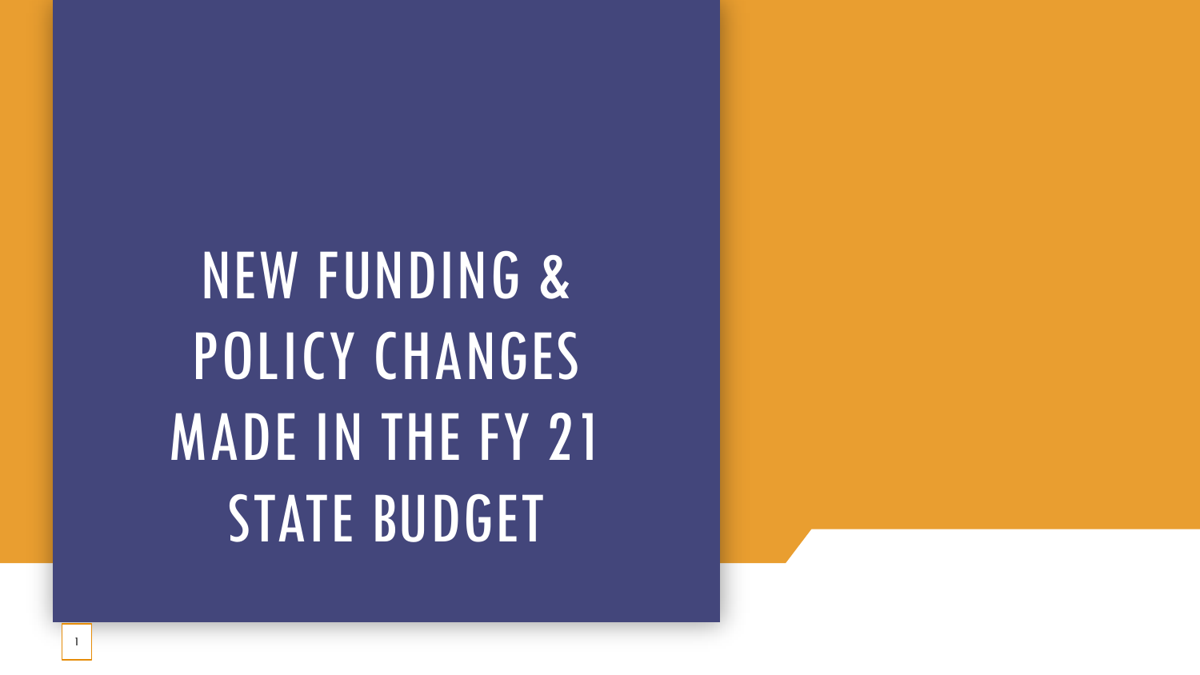# NEW FUNDING & POLICY CHANGES MADE IN THE FY 21 STATE BUDGET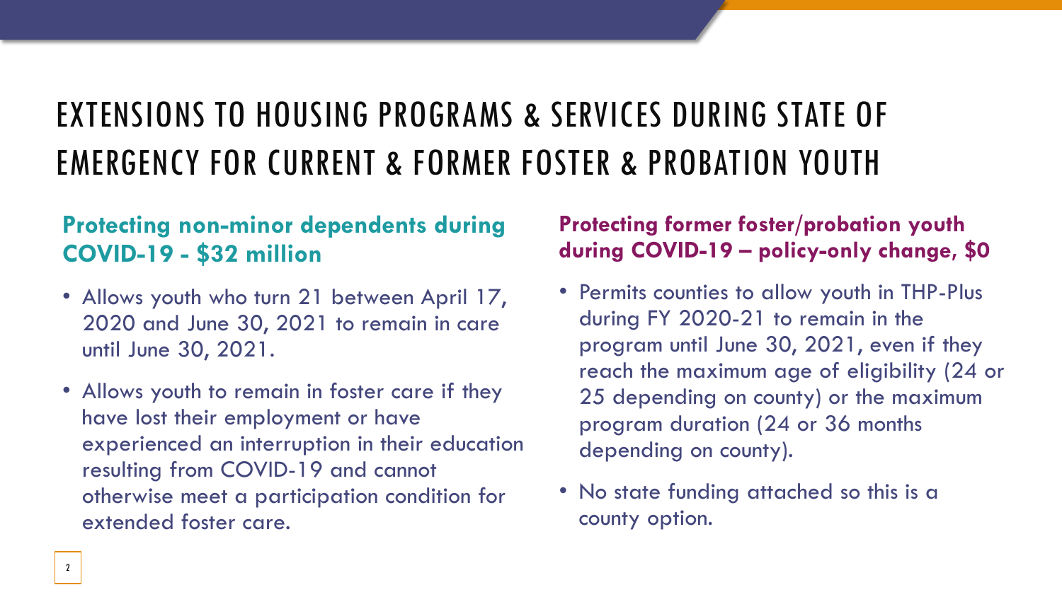# EXTENSIONS TO HOUSING PROGRAMS & SERVICES DURING STATE OF EMERGENCY FOR CURRENT & FORMER FOSTER & PROBATION YOUTH

## Protecting non-minor dependents during COVID-19 - $32 million

- Allows youth who turn 21 between April 17, 2020 and June 30, 2021 to remain in care until June 30, 2021.
- Allows youth to remain in foster care if they have lost their employment or have experienced an interruption in their education resulting from COVID-19 and cannot otherwise meet a participation condition for extended foster care.

## Protecting former foster/probation youth during COVID-19 – policy-only change, $0

- Permits counties to allow youth in THP-Plus during FY 2020-21 to remain in the program until June 30, 2021, even if they reach the maximum age of eligibility (24 or 25 depending on county) or the maximum program duration (24 or 36 months depending on county).
- No state funding attached so this is a county option.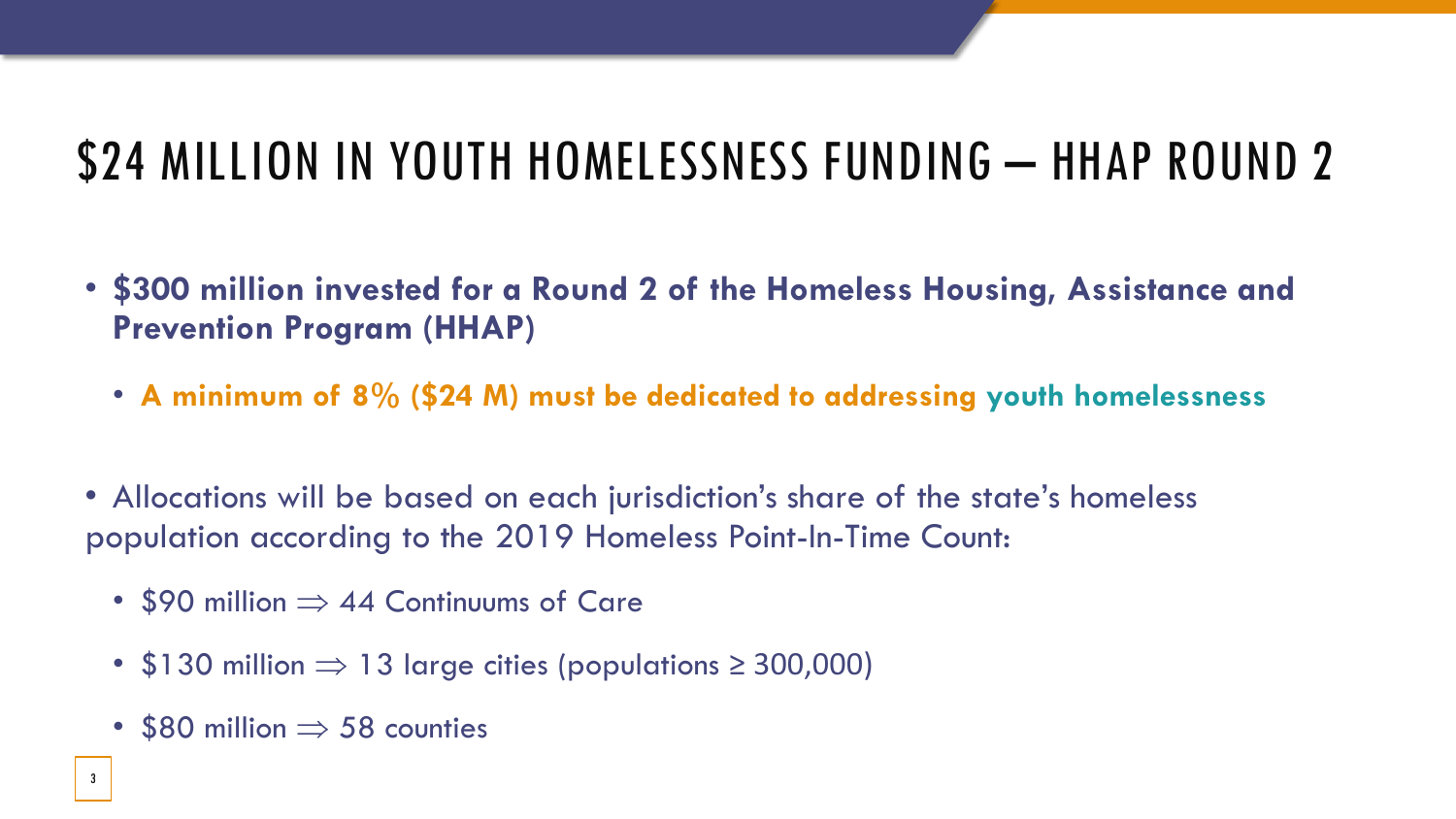# $24 MILLION IN YOUTH HOMELESSNESS FUNDING – HHAP ROUND 2

- **$300 million invested for a Round 2 of the Homeless Housing, Assistance and Prevention Program (HHAP)**
  - **A minimum of 8% ($24 M) must be dedicated to addressing youth homelessness**

- Allocations will be based on each jurisdiction's share of the state's homeless population according to the 2019 Homeless Point-In-Time Count:
  - $90 million $\Rightarrow$ 44 Continuums of Care
  - $130 million $\Rightarrow$ 13 large cities (populations ≥ 300,000)
  - $80 million $\Rightarrow$ 58 counties